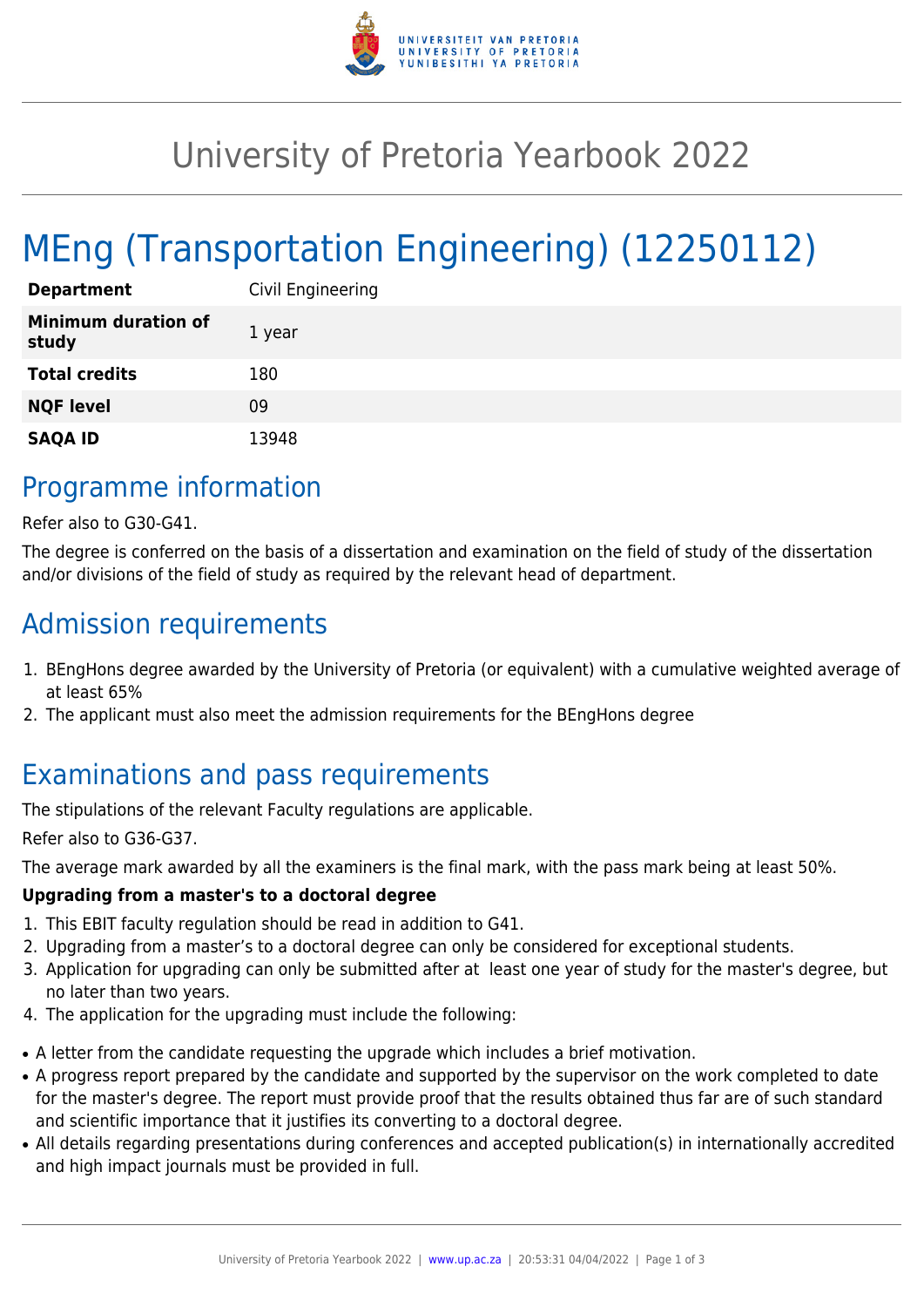# University of Pretoria Yearbook 2022

# MEng (Transportation Engineering) (12250112)

| | |
|---|---|
| **Department** | Civil Engineering |
| **Minimum duration of study** | 1 year |
| **Total credits** | 180 |
| **NQF level** | 09 |
| **SAQA ID** | 13948 |

## Programme information

Refer also to G30-G41.

The degree is conferred on the basis of a dissertation and examination on the field of study of the dissertation and/or divisions of the field of study as required by the relevant head of department.

## Admission requirements

1. BEngHons degree awarded by the University of Pretoria (or equivalent) with a cumulative weighted average of at least 65%
2. The applicant must also meet the admission requirements for the BEngHons degree

## Examinations and pass requirements

The stipulations of the relevant Faculty regulations are applicable.

Refer also to G36-G37.

The average mark awarded by all the examiners is the final mark, with the pass mark being at least 50%.

**Upgrading from a master's to a doctoral degree**

1. This EBIT faculty regulation should be read in addition to G41.
2. Upgrading from a master's to a doctoral degree can only be considered for exceptional students.
3. Application for upgrading can only be submitted after at least one year of study for the master's degree, but no later than two years.
4. The application for the upgrading must include the following:

- A letter from the candidate requesting the upgrade which includes a brief motivation.
- A progress report prepared by the candidate and supported by the supervisor on the work completed to date for the master's degree. The report must provide proof that the results obtained thus far are of such standard and scientific importance that it justifies its converting to a doctoral degree.
- All details regarding presentations during conferences and accepted publication(s) in internationally accredited and high impact journals must be provided in full.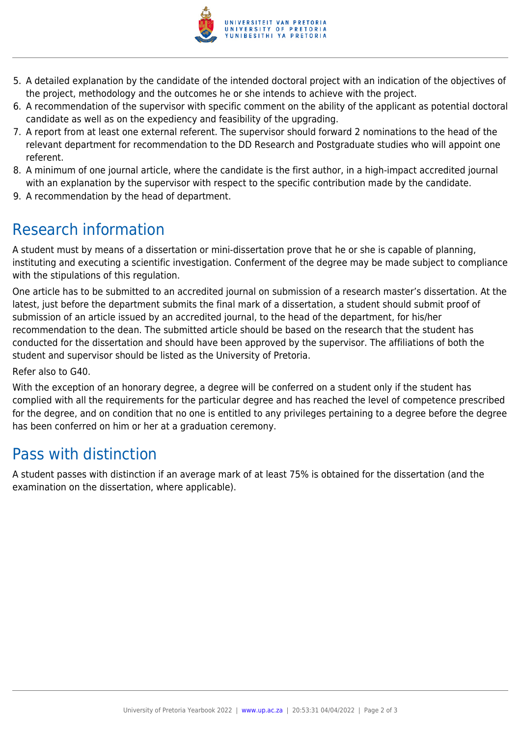5. A detailed explanation by the candidate of the intended doctoral project with an indication of the objectives of the project, methodology and the outcomes he or she intends to achieve with the project.
6. A recommendation of the supervisor with specific comment on the ability of the applicant as potential doctoral candidate as well as on the expediency and feasibility of the upgrading.
7. A report from at least one external referent. The supervisor should forward 2 nominations to the head of the relevant department for recommendation to the DD Research and Postgraduate studies who will appoint one referent.
8. A minimum of one journal article, where the candidate is the first author, in a high-impact accredited journal with an explanation by the supervisor with respect to the specific contribution made by the candidate.
9. A recommendation by the head of department.

## Research information

A student must by means of a dissertation or mini-dissertation prove that he or she is capable of planning, instituting and executing a scientific investigation. Conferment of the degree may be made subject to compliance with the stipulations of this regulation.

One article has to be submitted to an accredited journal on submission of a research master's dissertation. At the latest, just before the department submits the final mark of a dissertation, a student should submit proof of submission of an article issued by an accredited journal, to the head of the department, for his/her recommendation to the dean. The submitted article should be based on the research that the student has conducted for the dissertation and should have been approved by the supervisor. The affiliations of both the student and supervisor should be listed as the University of Pretoria.

Refer also to G40.

With the exception of an honorary degree, a degree will be conferred on a student only if the student has complied with all the requirements for the particular degree and has reached the level of competence prescribed for the degree, and on condition that no one is entitled to any privileges pertaining to a degree before the degree has been conferred on him or her at a graduation ceremony.

## Pass with distinction

A student passes with distinction if an average mark of at least 75% is obtained for the dissertation (and the examination on the dissertation, where applicable).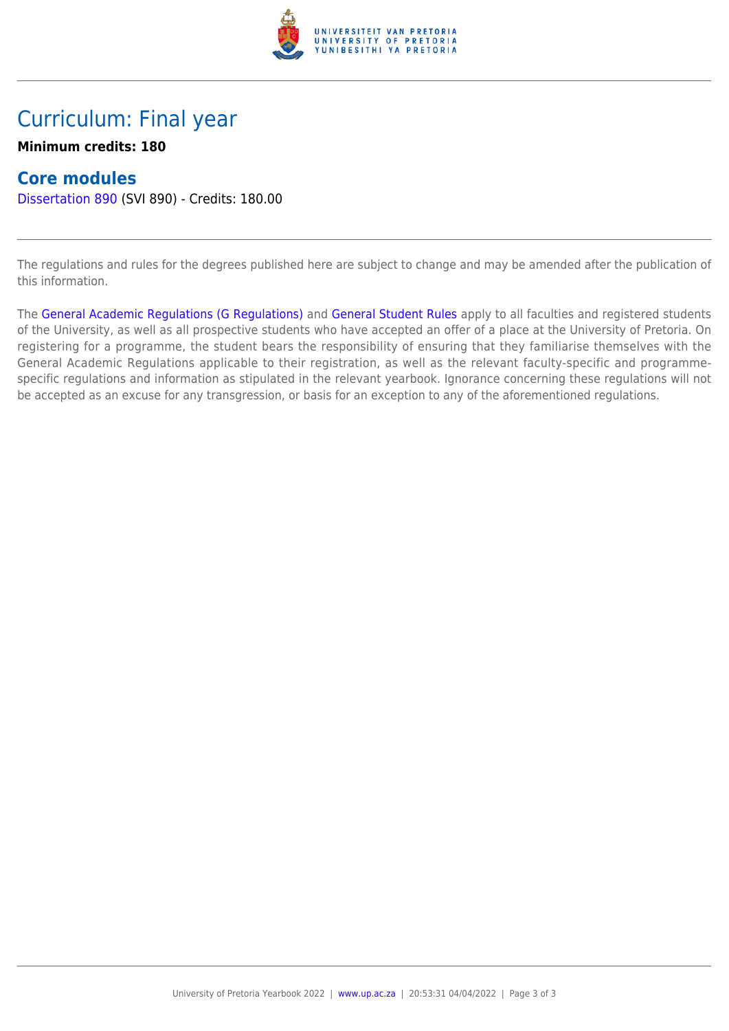## Curriculum: Final year

**Minimum credits: 180**

### Core modules

Dissertation 890 (SVI 890) - Credits: 180.00

---

The regulations and rules for the degrees published here are subject to change and may be amended after the publication of this information.

The General Academic Regulations (G Regulations) and General Student Rules apply to all faculties and registered students of the University, as well as all prospective students who have accepted an offer of a place at the University of Pretoria. On registering for a programme, the student bears the responsibility of ensuring that they familiarise themselves with the General Academic Regulations applicable to their registration, as well as the relevant faculty-specific and programme-specific regulations and information as stipulated in the relevant yearbook. Ignorance concerning these regulations will not be accepted as an excuse for any transgression, or basis for an exception to any of the aforementioned regulations.